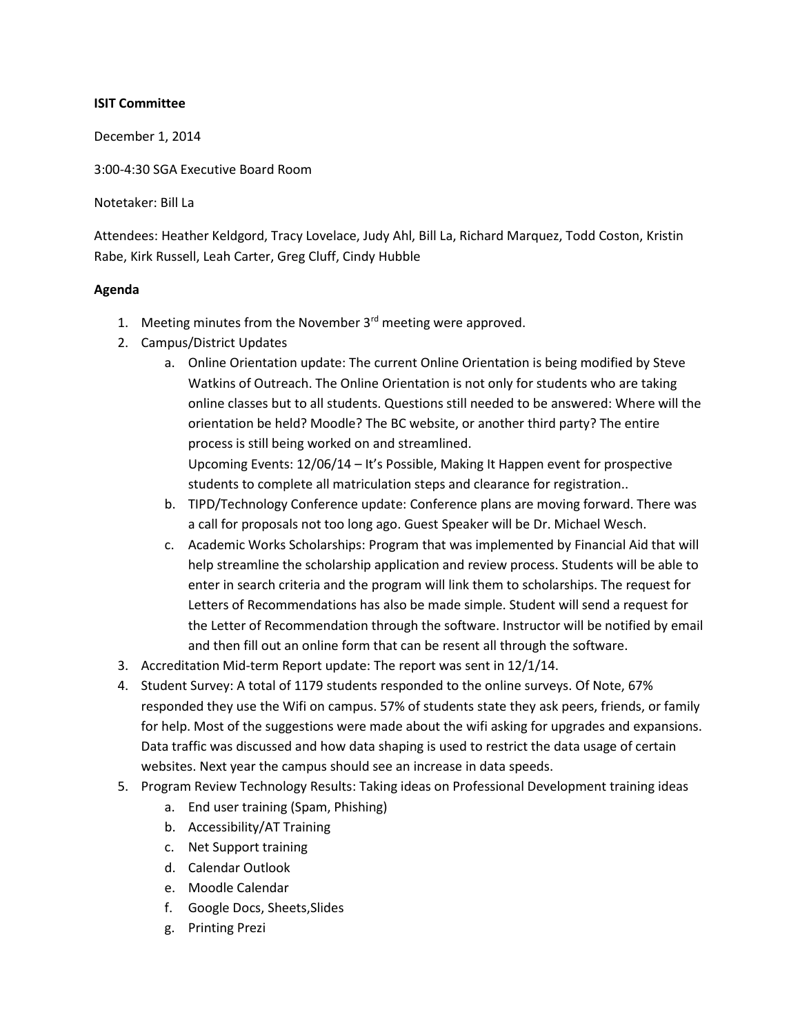**ISIT Committee**

December 1, 2014

3:00-4:30 SGA Executive Board Room

Notetaker: Bill La

Attendees: Heather Keldgord, Tracy Lovelace, Judy Ahl, Bill La, Richard Marquez, Todd Coston, Kristin Rabe, Kirk Russell, Leah Carter, Greg Cluff, Cindy Hubble

**Agenda**

1. Meeting minutes from the November 3rd meeting were approved.
2. Campus/District Updates
    a. Online Orientation update: The current Online Orientation is being modified by Steve Watkins of Outreach. The Online Orientation is not only for students who are taking online classes but to all students. Questions still needed to be answered: Where will the orientation be held? Moodle? The BC website, or another third party? The entire process is still being worked on and streamlined.
    Upcoming Events: 12/06/14 – It's Possible, Making It Happen event for prospective students to complete all matriculation steps and clearance for registration..
    b. TIPD/Technology Conference update: Conference plans are moving forward. There was a call for proposals not too long ago. Guest Speaker will be Dr. Michael Wesch.
    c. Academic Works Scholarships: Program that was implemented by Financial Aid that will help streamline the scholarship application and review process. Students will be able to enter in search criteria and the program will link them to scholarships. The request for Letters of Recommendations has also be made simple. Student will send a request for the Letter of Recommendation through the software. Instructor will be notified by email and then fill out an online form that can be resent all through the software.
3. Accreditation Mid-term Report update: The report was sent in 12/1/14.
4. Student Survey: A total of 1179 students responded to the online surveys. Of Note, 67% responded they use the Wifi on campus. 57% of students state they ask peers, friends, or family for help. Most of the suggestions were made about the wifi asking for upgrades and expansions. Data traffic was discussed and how data shaping is used to restrict the data usage of certain websites. Next year the campus should see an increase in data speeds.
5. Program Review Technology Results: Taking ideas on Professional Development training ideas
    a. End user training (Spam, Phishing)
    b. Accessibility/AT Training
    c. Net Support training
    d. Calendar Outlook
    e. Moodle Calendar
    f. Google Docs, Sheets,Slides
    g. Printing Prezi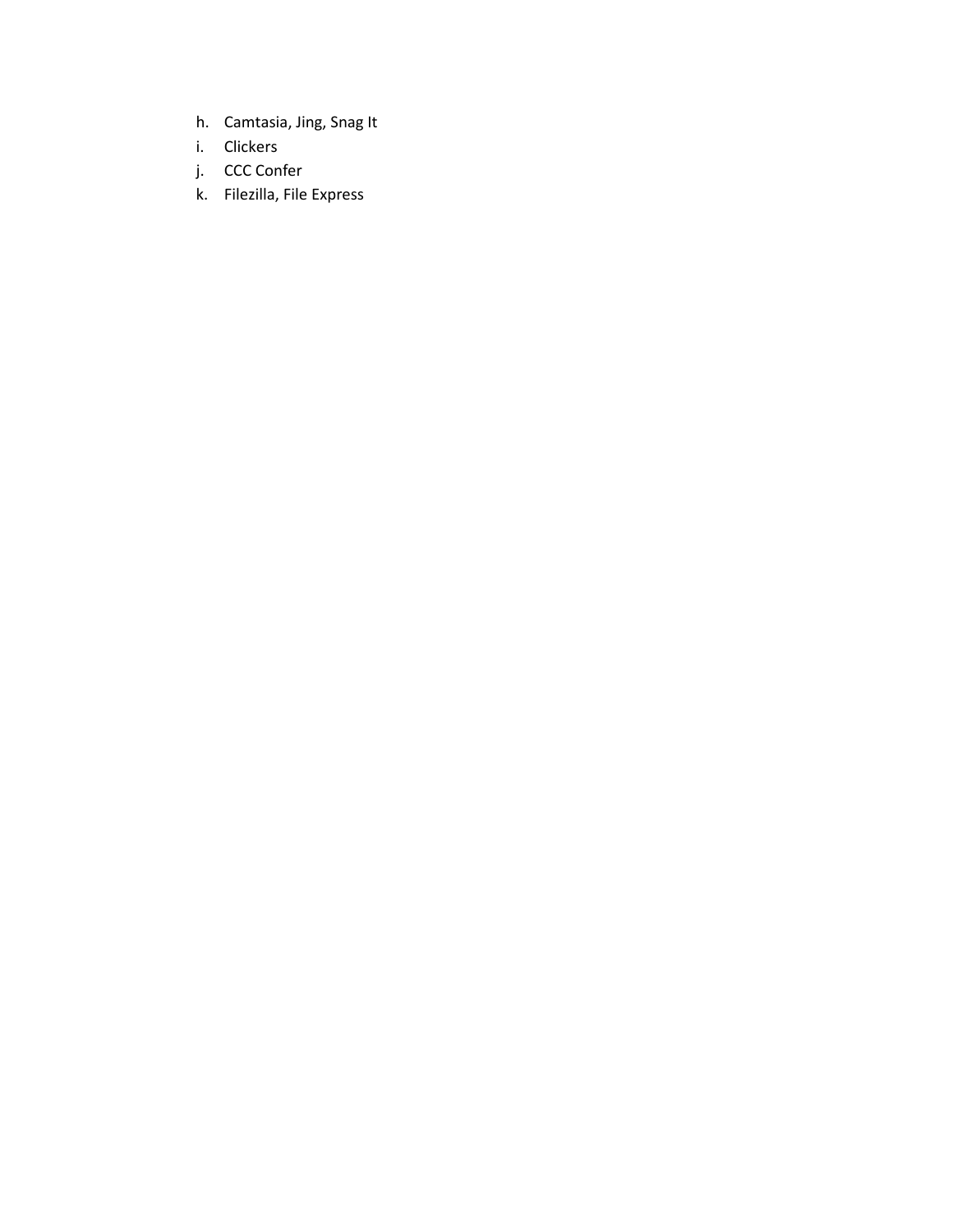h. Camtasia, Jing, Snag It
i. Clickers
j. CCC Confer
k. Filezilla, File Express